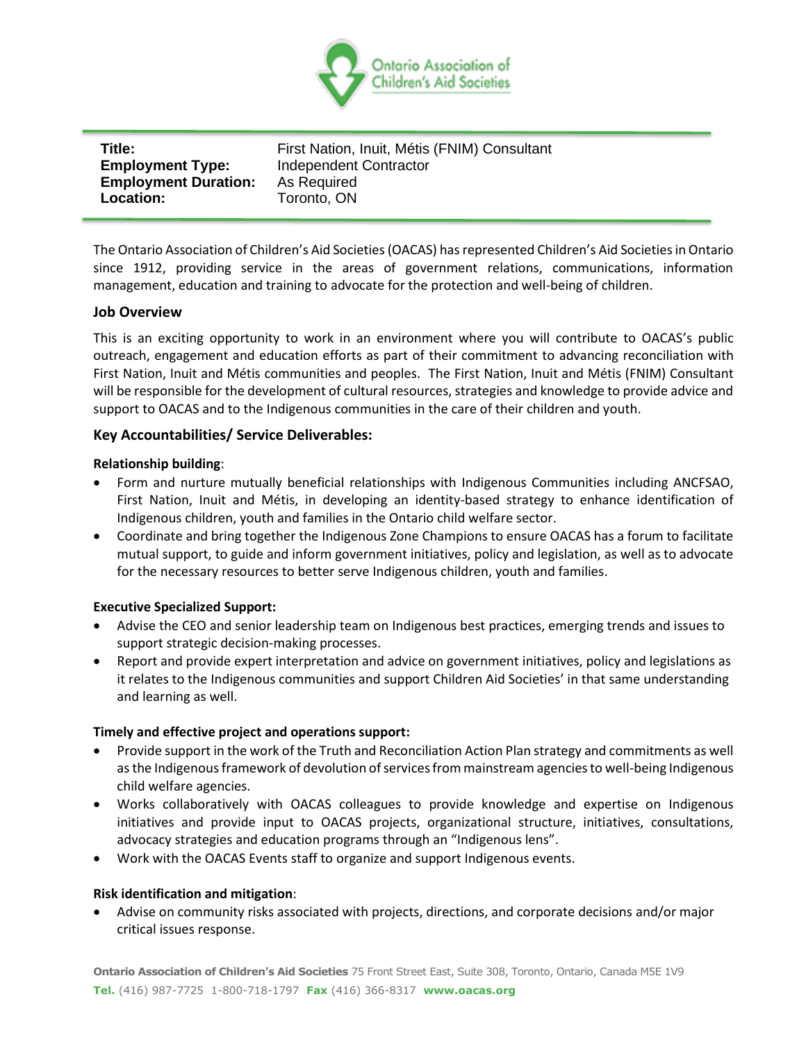Ontario Association of Children's Aid Societies

| | |
|---|---|
| **Title:** | First Nation, Inuit, Métis (FNIM) Consultant |
| **Employment Type:** | Independent Contractor |
| **Employment Duration:** | As Required |
| **Location:** | Toronto, ON |

The Ontario Association of Children's Aid Societies (OACAS) has represented Children's Aid Societies in Ontario since 1912, providing service in the areas of government relations, communications, information management, education and training to advocate for the protection and well-being of children.

## Job Overview

This is an exciting opportunity to work in an environment where you will contribute to OACAS's public outreach, engagement and education efforts as part of their commitment to advancing reconciliation with First Nation, Inuit and Métis communities and peoples. The First Nation, Inuit and Métis (FNIM) Consultant will be responsible for the development of cultural resources, strategies and knowledge to provide advice and support to OACAS and to the Indigenous communities in the care of their children and youth.

## Key Accountabilities/ Service Deliverables:

**Relationship building**:

- Form and nurture mutually beneficial relationships with Indigenous Communities including ANCFSAO, First Nation, Inuit and Métis, in developing an identity-based strategy to enhance identification of Indigenous children, youth and families in the Ontario child welfare sector.
- Coordinate and bring together the Indigenous Zone Champions to ensure OACAS has a forum to facilitate mutual support, to guide and inform government initiatives, policy and legislation, as well as to advocate for the necessary resources to better serve Indigenous children, youth and families.

**Executive Specialized Support:**

- Advise the CEO and senior leadership team on Indigenous best practices, emerging trends and issues to support strategic decision-making processes.
- Report and provide expert interpretation and advice on government initiatives, policy and legislations as it relates to the Indigenous communities and support Children Aid Societies' in that same understanding and learning as well.

**Timely and effective project and operations support:**

- Provide support in the work of the Truth and Reconciliation Action Plan strategy and commitments as well as the Indigenous framework of devolution of services from mainstream agencies to well-being Indigenous child welfare agencies.
- Works collaboratively with OACAS colleagues to provide knowledge and expertise on Indigenous initiatives and provide input to OACAS projects, organizational structure, initiatives, consultations, advocacy strategies and education programs through an "Indigenous lens".
- Work with the OACAS Events staff to organize and support Indigenous events.

**Risk identification and mitigation**:

- Advise on community risks associated with projects, directions, and corporate decisions and/or major critical issues response.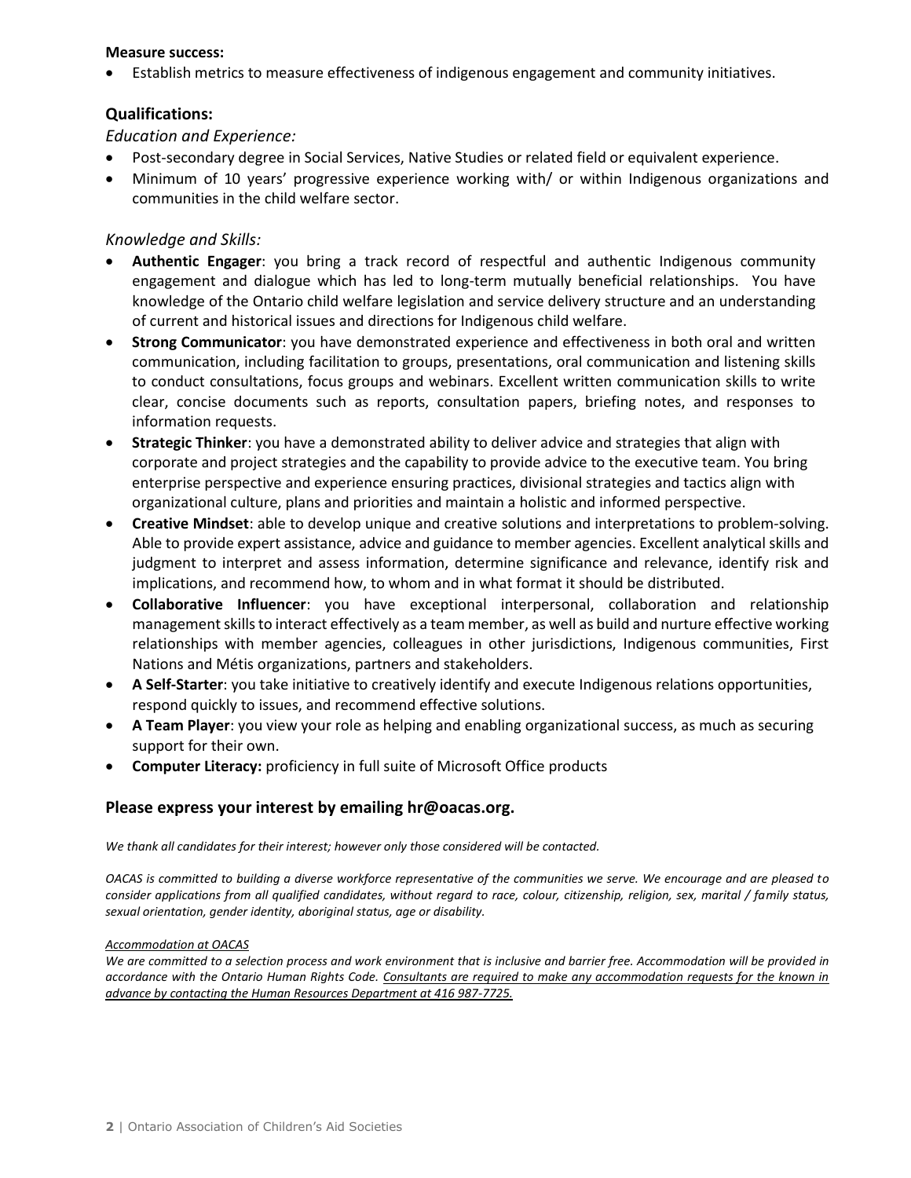**Measure success:**

- Establish metrics to measure effectiveness of indigenous engagement and community initiatives.

## Qualifications:

*Education and Experience:*

- Post-secondary degree in Social Services, Native Studies or related field or equivalent experience.
- Minimum of 10 years' progressive experience working with/ or within Indigenous organizations and communities in the child welfare sector.

*Knowledge and Skills:*

- **Authentic Engager**: you bring a track record of respectful and authentic Indigenous community engagement and dialogue which has led to long-term mutually beneficial relationships. You have knowledge of the Ontario child welfare legislation and service delivery structure and an understanding of current and historical issues and directions for Indigenous child welfare.
- **Strong Communicator**: you have demonstrated experience and effectiveness in both oral and written communication, including facilitation to groups, presentations, oral communication and listening skills to conduct consultations, focus groups and webinars. Excellent written communication skills to write clear, concise documents such as reports, consultation papers, briefing notes, and responses to information requests.
- **Strategic Thinker**: you have a demonstrated ability to deliver advice and strategies that align with corporate and project strategies and the capability to provide advice to the executive team. You bring enterprise perspective and experience ensuring practices, divisional strategies and tactics align with organizational culture, plans and priorities and maintain a holistic and informed perspective.
- **Creative Mindset**: able to develop unique and creative solutions and interpretations to problem-solving. Able to provide expert assistance, advice and guidance to member agencies. Excellent analytical skills and judgment to interpret and assess information, determine significance and relevance, identify risk and implications, and recommend how, to whom and in what format it should be distributed.
- **Collaborative Influencer**: you have exceptional interpersonal, collaboration and relationship management skills to interact effectively as a team member, as well as build and nurture effective working relationships with member agencies, colleagues in other jurisdictions, Indigenous communities, First Nations and Métis organizations, partners and stakeholders.
- **A Self-Starter**: you take initiative to creatively identify and execute Indigenous relations opportunities, respond quickly to issues, and recommend effective solutions.
- **A Team Player**: you view your role as helping and enabling organizational success, as much as securing support for their own.
- **Computer Literacy:** proficiency in full suite of Microsoft Office products

## Please express your interest by emailing hr@oacas.org.

*We thank all candidates for their interest; however only those considered will be contacted.*

*OACAS is committed to building a diverse workforce representative of the communities we serve. We encourage and are pleased to consider applications from all qualified candidates, without regard to race, colour, citizenship, religion, sex, marital / family status, sexual orientation, gender identity, aboriginal status, age or disability.*

*<u>Accommodation at OACAS</u>*

*We are committed to a selection process and work environment that is inclusive and barrier free. Accommodation will be provided in accordance with the Ontario Human Rights Code. <u>Consultants are required to make any accommodation requests for the known in advance by contacting the Human Resources Department at 416 987-7725.</u>*